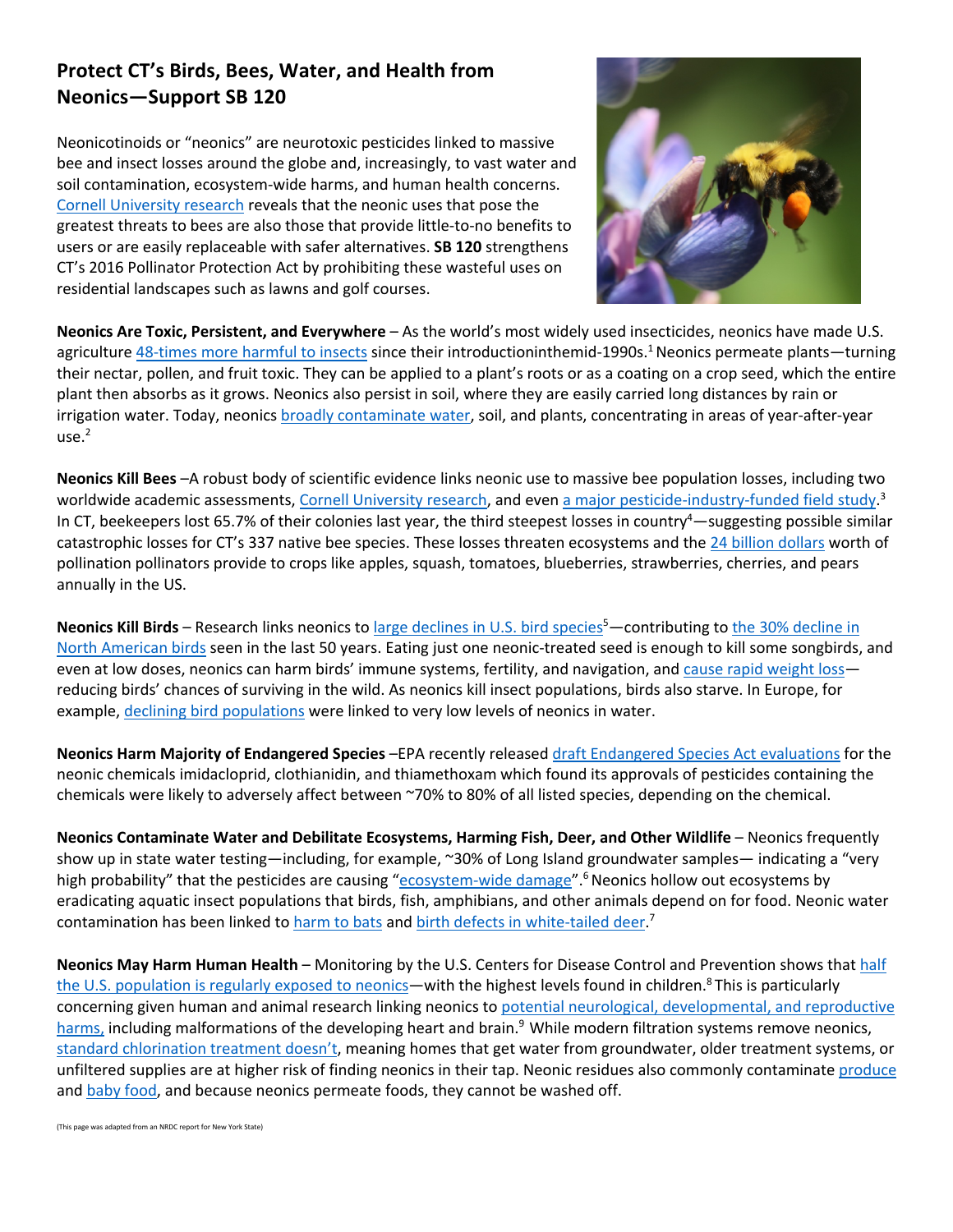# Protect CT's Birds, Bees, Water, and Health from Neonics—Support SB 120

Neonicotinoids or "neonics" are neurotoxic pesticides linked to massive bee and insect losses around the globe and, increasingly, to vast water and soil contamination, ecosystem-wide harms, and human health concerns. Cornell University research reveals that the neonic uses that pose the greatest threats to bees are also those that provide little-to-no benefits to users or are easily replaceable with safer alternatives. **SB 120** strengthens CT's 2016 Pollinator Protection Act by prohibiting these wasteful uses on residential landscapes such as lawns and golf courses.

**Neonics Are Toxic, Persistent, and Everywhere** – As the world's most widely used insecticides, neonics have made U.S. agriculture 48-times more harmful to insects since their introductioninthemid-1990s.[1] Neonics permeate plants—turning their nectar, pollen, and fruit toxic. They can be applied to a plant's roots or as a coating on a crop seed, which the entire plant then absorbs as it grows. Neonics also persist in soil, where they are easily carried long distances by rain or irrigation water. Today, neonics broadly contaminate water, soil, and plants, concentrating in areas of year-after-year use.[2]

**Neonics Kill Bees** –A robust body of scientific evidence links neonic use to massive bee population losses, including two worldwide academic assessments, Cornell University research, and even a major pesticide-industry-funded field study.[3] In CT, beekeepers lost 65.7% of their colonies last year, the third steepest losses in country[4]—suggesting possible similar catastrophic losses for CT's 337 native bee species. These losses threaten ecosystems and the 24 billion dollars worth of pollination pollinators provide to crops like apples, squash, tomatoes, blueberries, strawberries, cherries, and pears annually in the US.

**Neonics Kill Birds** – Research links neonics to large declines in U.S. bird species[5]—contributing to the 30% decline in North American birds seen in the last 50 years. Eating just one neonic-treated seed is enough to kill some songbirds, and even at low doses, neonics can harm birds' immune systems, fertility, and navigation, and cause rapid weight loss—reducing birds' chances of surviving in the wild. As neonics kill insect populations, birds also starve. In Europe, for example, declining bird populations were linked to very low levels of neonics in water.

**Neonics Harm Majority of Endangered Species** –EPA recently released draft Endangered Species Act evaluations for the neonic chemicals imidacloprid, clothianidin, and thiamethoxam which found its approvals of pesticides containing the chemicals were likely to adversely affect between ~70% to 80% of all listed species, depending on the chemical.

**Neonics Contaminate Water and Debilitate Ecosystems, Harming Fish, Deer, and Other Wildlife** – Neonics frequently show up in state water testing—including, for example, ~30% of Long Island groundwater samples— indicating a "very high probability" that the pesticides are causing "ecosystem-wide damage".[6] Neonics hollow out ecosystems by eradicating aquatic insect populations that birds, fish, amphibians, and other animals depend on for food. Neonic water contamination has been linked to harm to bats and birth defects in white-tailed deer.[7]

**Neonics May Harm Human Health** – Monitoring by the U.S. Centers for Disease Control and Prevention shows that half the U.S. population is regularly exposed to neonics—with the highest levels found in children.[8] This is particularly concerning given human and animal research linking neonics to potential neurological, developmental, and reproductive harms, including malformations of the developing heart and brain.[9] While modern filtration systems remove neonics, standard chlorination treatment doesn't, meaning homes that get water from groundwater, older treatment systems, or unfiltered supplies are at higher risk of finding neonics in their tap. Neonic residues also commonly contaminate produce and baby food, and because neonics permeate foods, they cannot be washed off.

(This page was adapted from an NRDC report for New York State)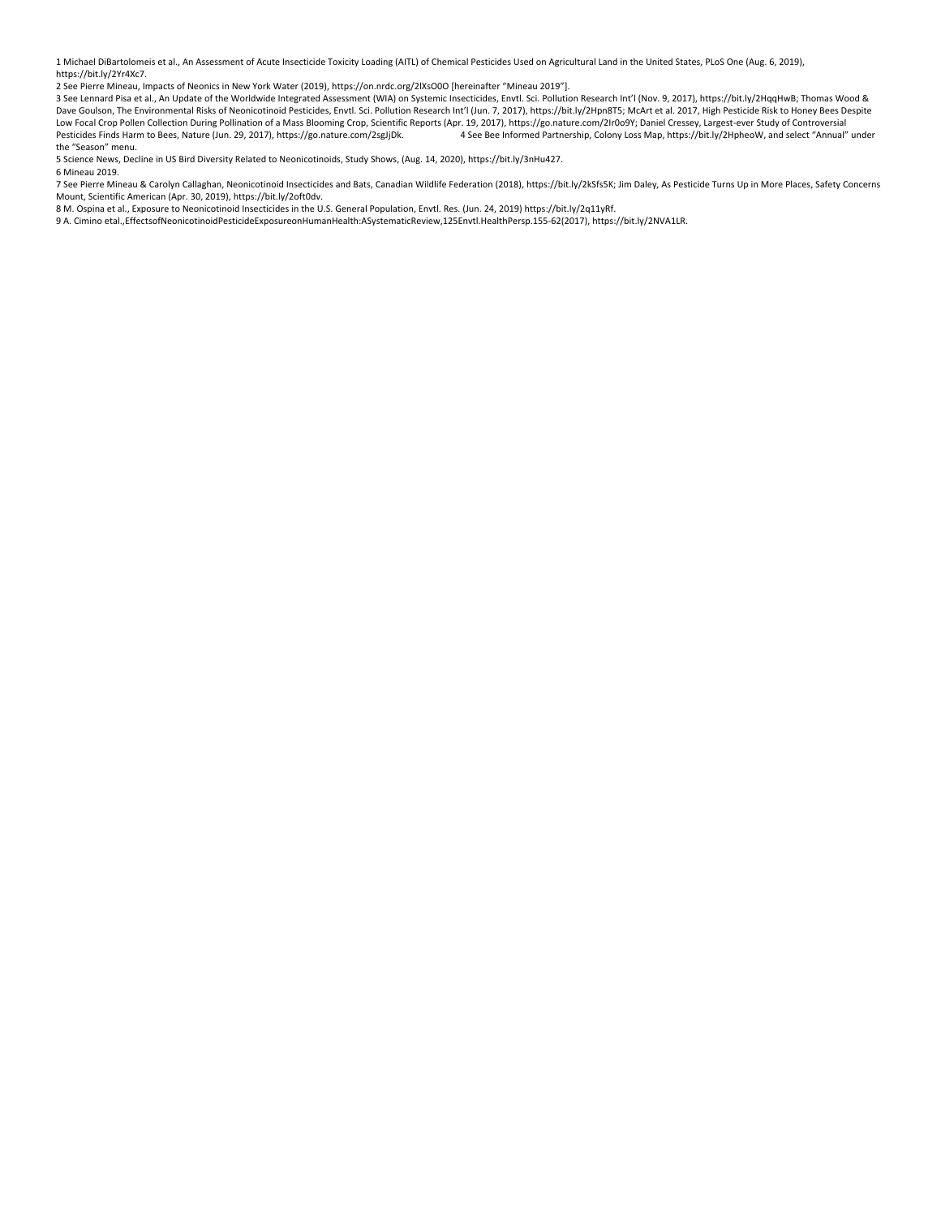1 Michael DiBartolomeis et al., An Assessment of Acute Insecticide Toxicity Loading (AITL) of Chemical Pesticides Used on Agricultural Land in the United States, PLoS One (Aug. 6, 2019), https://bit.ly/2Yr4Xc7.

2 See Pierre Mineau, Impacts of Neonics in New York Water (2019), https://on.nrdc.org/2lXsO0O [hereinafter "Mineau 2019"].

3 See Lennard Pisa et al., An Update of the Worldwide Integrated Assessment (WIA) on Systemic Insecticides, Envtl. Sci. Pollution Research Int'l (Nov. 9, 2017), https://bit.ly/2HqqHwB; Thomas Wood & Dave Goulson, The Environmental Risks of Neonicotinoid Pesticides, Envtl. Sci. Pollution Research Int'l (Jun. 7, 2017), https://bit.ly/2Hpn8T5; McArt et al. 2017, High Pesticide Risk to Honey Bees Despite Low Focal Crop Pollen Collection During Pollination of a Mass Blooming Crop, Scientific Reports (Apr. 19, 2017), https://go.nature.com/2Ir0o9Y; Daniel Cressey, Largest-ever Study of Controversial Pesticides Finds Harm to Bees, Nature (Jun. 29, 2017), https://go.nature.com/2sgJjDk.

4 See Bee Informed Partnership, Colony Loss Map, https://bit.ly/2HpheoW, and select "Annual" under the "Season" menu.

5 Science News, Decline in US Bird Diversity Related to Neonicotinoids, Study Shows, (Aug. 14, 2020), https://bit.ly/3nHu427.

6 Mineau 2019.

7 See Pierre Mineau & Carolyn Callaghan, Neonicotinoid Insecticides and Bats, Canadian Wildlife Federation (2018), https://bit.ly/2kSfs5K; Jim Daley, As Pesticide Turns Up in More Places, Safety Concerns Mount, Scientific American (Apr. 30, 2019), https://bit.ly/2oft0dv.

8 M. Ospina et al., Exposure to Neonicotinoid Insecticides in the U.S. General Population, Envtl. Res. (Jun. 24, 2019) https://bit.ly/2q11yRf.

9 A. Cimino etal.,EffectsofNeonicotinoidPesticideExposureonHumanHealth:ASystematicReview,125Envtl.HealthPersp.155-62(2017), https://bit.ly/2NVA1LR.